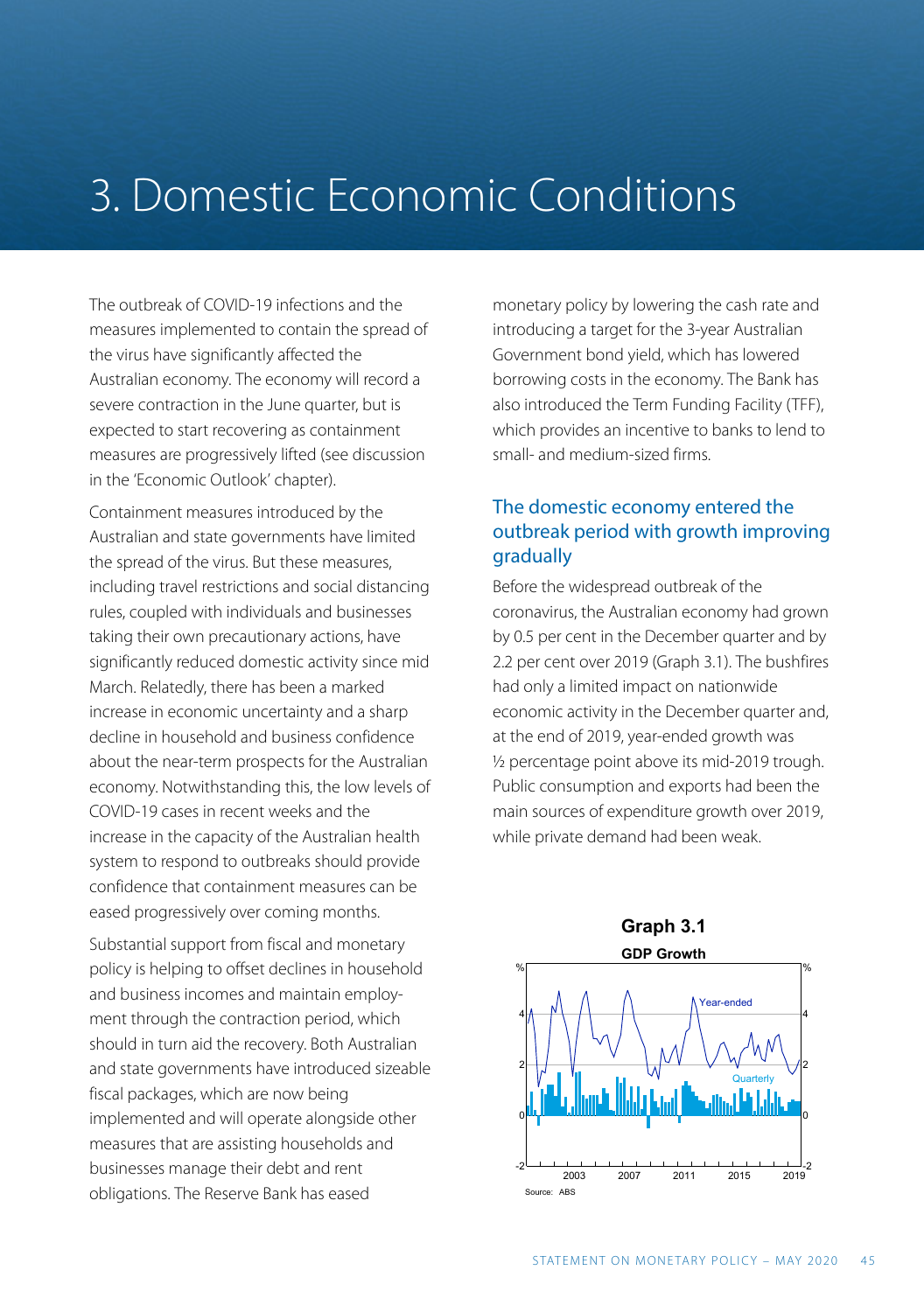# 3. Domestic Economic Conditions

The outbreak of COVID-19 infections and the measures implemented to contain the spread of the virus have significantly affected the Australian economy. The economy will record a severe contraction in the June quarter, but is expected to start recovering as containment measures are progressively lifted (see discussion in the 'Economic Outlook' chapter).

Containment measures introduced by the Australian and state governments have limited the spread of the virus. But these measures, including travel restrictions and social distancing rules, coupled with individuals and businesses taking their own precautionary actions, have significantly reduced domestic activity since mid March. Relatedly, there has been a marked increase in economic uncertainty and a sharp decline in household and business confidence about the near-term prospects for the Australian economy. Notwithstanding this, the low levels of COVID-19 cases in recent weeks and the increase in the capacity of the Australian health system to respond to outbreaks should provide confidence that containment measures can be eased progressively over coming months.

Substantial support from fiscal and monetary policy is helping to offset declines in household and business incomes and maintain employment through the contraction period, which should in turn aid the recovery. Both Australian and state governments have introduced sizeable fiscal packages, which are now being implemented and will operate alongside other measures that are assisting households and businesses manage their debt and rent obligations. The Reserve Bank has eased monetary policy by lowering the cash rate and introducing a target for the 3-year Australian Government bond yield, which has lowered borrowing costs in the economy. The Bank has also introduced the Term Funding Facility (TFF), which provides an incentive to banks to lend to small- and medium-sized firms.

## The domestic economy entered the outbreak period with growth improving gradually

Before the widespread outbreak of the coronavirus, the Australian economy had grown by 0.5 per cent in the December quarter and by 2.2 per cent over 2019 (Graph 3.1). The bushfires had only a limited impact on nationwide economic activity in the December quarter and, at the end of 2019, year-ended growth was ½ percentage point above its mid-2019 trough. Public consumption and exports had been the main sources of expenditure growth over 2019, while private demand had been weak.

**Graph 3.1**

**GDP Growth**

Source: ABS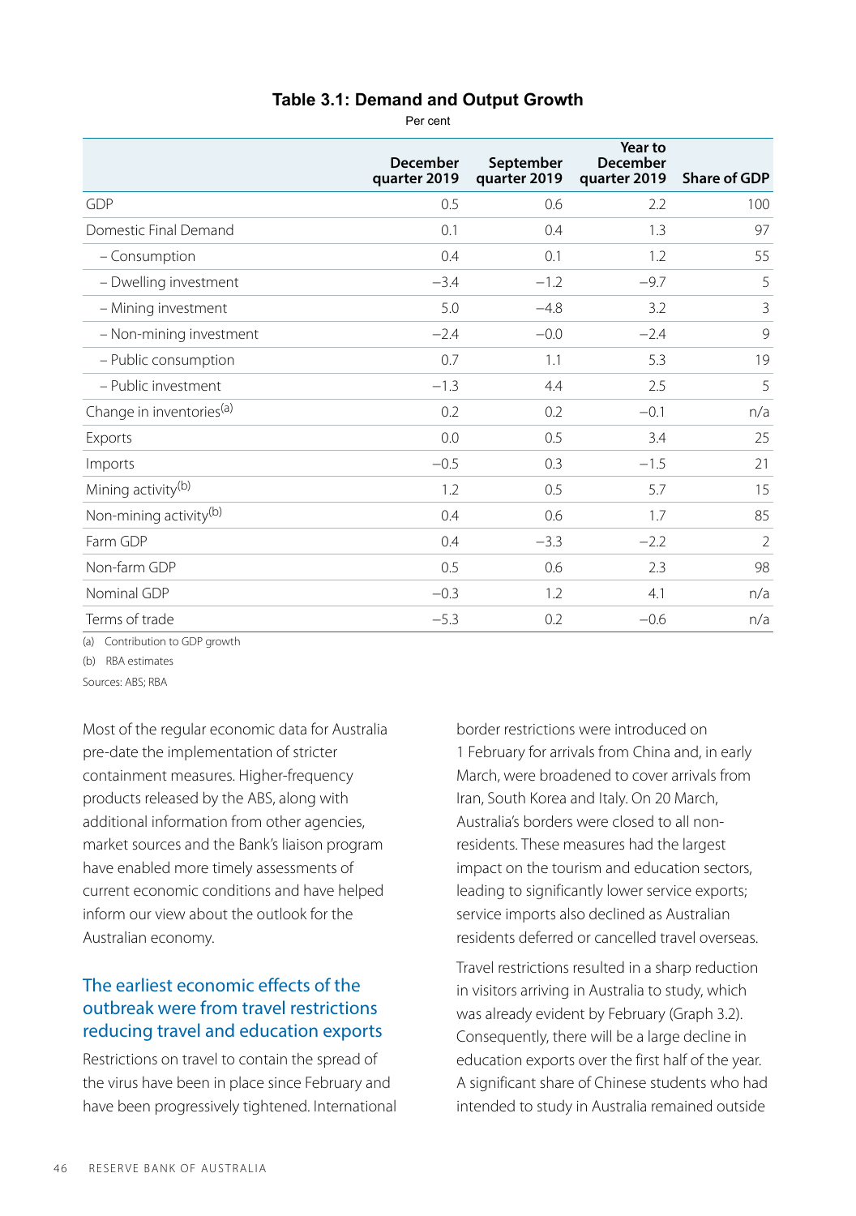**Table 3.1: Demand and Output Growth**

Per cent

| | December quarter 2019 | September quarter 2019 | Year to December quarter 2019 | Share of GDP |
|---|---|---|---|---|
| GDP | 0.5 | 0.6 | 2.2 | 100 |
| Domestic Final Demand | 0.1 | 0.4 | 1.3 | 97 |
| – Consumption | 0.4 | 0.1 | 1.2 | 55 |
| – Dwelling investment | −3.4 | −1.2 | −9.7 | 5 |
| – Mining investment | 5.0 | −4.8 | 3.2 | 3 |
| – Non-mining investment | −2.4 | −0.0 | −2.4 | 9 |
| – Public consumption | 0.7 | 1.1 | 5.3 | 19 |
| – Public investment | −1.3 | 4.4 | 2.5 | 5 |
| Change in inventories[(a)] | 0.2 | 0.2 | −0.1 | n/a |
| Exports | 0.0 | 0.5 | 3.4 | 25 |
| Imports | −0.5 | 0.3 | −1.5 | 21 |
| Mining activity[(b)] | 1.2 | 0.5 | 5.7 | 15 |
| Non-mining activity[(b)] | 0.4 | 0.6 | 1.7 | 85 |
| Farm GDP | 0.4 | −3.3 | −2.2 | 2 |
| Non-farm GDP | 0.5 | 0.6 | 2.3 | 98 |
| Nominal GDP | −0.3 | 1.2 | 4.1 | n/a |
| Terms of trade | −5.3 | 0.2 | −0.6 | n/a |

(a) Contribution to GDP growth

(b) RBA estimates

Sources: ABS; RBA

Most of the regular economic data for Australia pre-date the implementation of stricter containment measures. Higher-frequency products released by the ABS, along with additional information from other agencies, market sources and the Bank's liaison program have enabled more timely assessments of current economic conditions and have helped inform our view about the outlook for the Australian economy.

## The earliest economic effects of the outbreak were from travel restrictions reducing travel and education exports

Restrictions on travel to contain the spread of the virus have been in place since February and have been progressively tightened. International border restrictions were introduced on 1 February for arrivals from China and, in early March, were broadened to cover arrivals from Iran, South Korea and Italy. On 20 March, Australia's borders were closed to all non-residents. These measures had the largest impact on the tourism and education sectors, leading to significantly lower service exports; service imports also declined as Australian residents deferred or cancelled travel overseas.

Travel restrictions resulted in a sharp reduction in visitors arriving in Australia to study, which was already evident by February (Graph 3.2). Consequently, there will be a large decline in education exports over the first half of the year. A significant share of Chinese students who had intended to study in Australia remained outside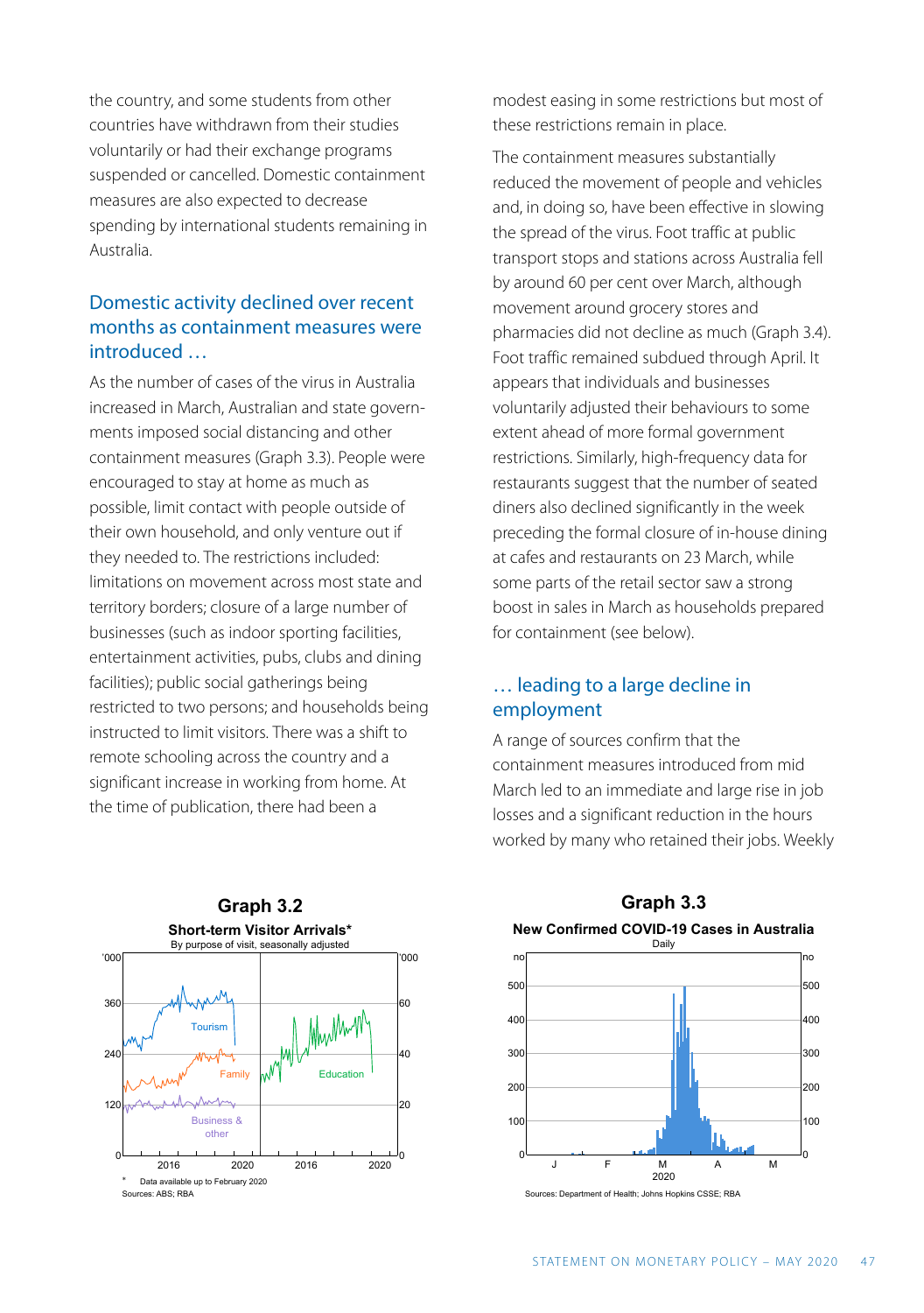the country, and some students from other countries have withdrawn from their studies voluntarily or had their exchange programs suspended or cancelled. Domestic containment measures are also expected to decrease spending by international students remaining in Australia.

## Domestic activity declined over recent months as containment measures were introduced …

As the number of cases of the virus in Australia increased in March, Australian and state governments imposed social distancing and other containment measures (Graph 3.3). People were encouraged to stay at home as much as possible, limit contact with people outside of their own household, and only venture out if they needed to. The restrictions included: limitations on movement across most state and territory borders; closure of a large number of businesses (such as indoor sporting facilities, entertainment activities, pubs, clubs and dining facilities); public social gatherings being restricted to two persons; and households being instructed to limit visitors. There was a shift to remote schooling across the country and a significant increase in working from home. At the time of publication, there had been a modest easing in some restrictions but most of these restrictions remain in place.

The containment measures substantially reduced the movement of people and vehicles and, in doing so, have been effective in slowing the spread of the virus. Foot traffic at public transport stops and stations across Australia fell by around 60 per cent over March, although movement around grocery stores and pharmacies did not decline as much (Graph 3.4). Foot traffic remained subdued through April. It appears that individuals and businesses voluntarily adjusted their behaviours to some extent ahead of more formal government restrictions. Similarly, high-frequency data for restaurants suggest that the number of seated diners also declined significantly in the week preceding the formal closure of in-house dining at cafes and restaurants on 23 March, while some parts of the retail sector saw a strong boost in sales in March as households prepared for containment (see below).

## … leading to a large decline in employment

A range of sources confirm that the containment measures introduced from mid March led to an immediate and large rise in job losses and a significant reduction in the hours worked by many who retained their jobs. Weekly

**Graph 3.2**
**Short-term Visitor Arrivals***
By purpose of visit, seasonally adjusted

\* Data available up to February 2020
Sources: ABS; RBA

**Graph 3.3**
**New Confirmed COVID-19 Cases in Australia**
Daily

Sources: Department of Health; Johns Hopkins CSSE; RBA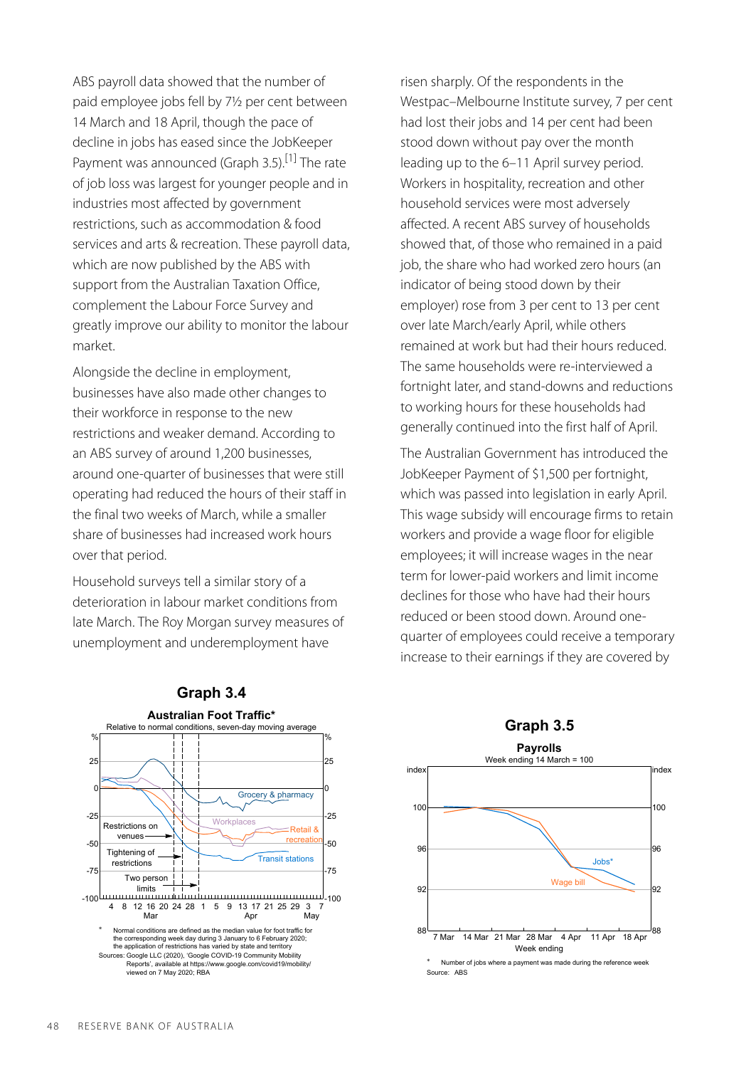ABS payroll data showed that the number of paid employee jobs fell by 7½ per cent between 14 March and 18 April, though the pace of decline in jobs has eased since the JobKeeper Payment was announced (Graph 3.5).[1] The rate of job loss was largest for younger people and in industries most affected by government restrictions, such as accommodation & food services and arts & recreation. These payroll data, which are now published by the ABS with support from the Australian Taxation Office, complement the Labour Force Survey and greatly improve our ability to monitor the labour market.

Alongside the decline in employment, businesses have also made other changes to their workforce in response to the new restrictions and weaker demand. According to an ABS survey of around 1,200 businesses, around one-quarter of businesses that were still operating had reduced the hours of their staff in the final two weeks of March, while a smaller share of businesses had increased work hours over that period.

Household surveys tell a similar story of a deterioration in labour market conditions from late March. The Roy Morgan survey measures of unemployment and underemployment have risen sharply. Of the respondents in the Westpac–Melbourne Institute survey, 7 per cent had lost their jobs and 14 per cent had been stood down without pay over the month leading up to the 6–11 April survey period. Workers in hospitality, recreation and other household services were most adversely affected. A recent ABS survey of households showed that, of those who remained in a paid job, the share who had worked zero hours (an indicator of being stood down by their employer) rose from 3 per cent to 13 per cent over late March/early April, while others remained at work but had their hours reduced. The same households were re-interviewed a fortnight later, and stand-downs and reductions to working hours for these households had generally continued into the first half of April.

The Australian Government has introduced the JobKeeper Payment of $1,500 per fortnight, which was passed into legislation in early April. This wage subsidy will encourage firms to retain workers and provide a wage floor for eligible employees; it will increase wages in the near term for lower-paid workers and limit income declines for those who have had their hours reduced or been stood down. Around one-quarter of employees could receive a temporary increase to their earnings if they are covered by

**Graph 3.4**

**Australian Foot Traffic***

Relative to normal conditions, seven-day moving average

\* Normal conditions are defined as the median value for foot traffic for the corresponding week day during 3 January to 6 February 2020; the application of restrictions has varied by state and territory

Sources: Google LLC (2020), 'Google COVID-19 Community Mobility Reports', available at https://www.google.com/covid19/mobility/ viewed on 7 May 2020; RBA

**Graph 3.5**

**Payrolls**

Week ending 14 March = 100

\* Number of jobs where a payment was made during the reference week

Source: ABS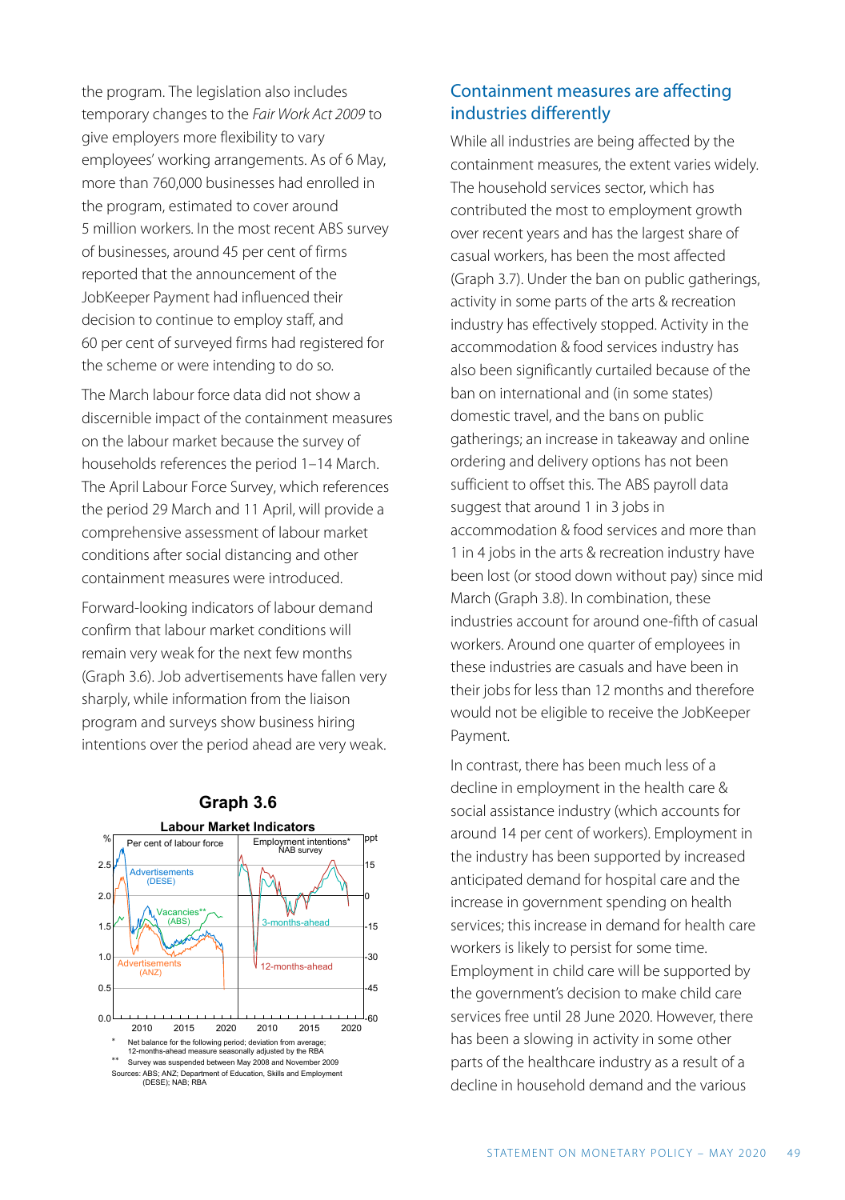the program. The legislation also includes temporary changes to the *Fair Work Act 2009* to give employers more flexibility to vary employees' working arrangements. As of 6 May, more than 760,000 businesses had enrolled in the program, estimated to cover around 5 million workers. In the most recent ABS survey of businesses, around 45 per cent of firms reported that the announcement of the JobKeeper Payment had influenced their decision to continue to employ staff, and 60 per cent of surveyed firms had registered for the scheme or were intending to do so.

The March labour force data did not show a discernible impact of the containment measures on the labour market because the survey of households references the period 1–14 March. The April Labour Force Survey, which references the period 29 March and 11 April, will provide a comprehensive assessment of labour market conditions after social distancing and other containment measures were introduced.

Forward-looking indicators of labour demand confirm that labour market conditions will remain very weak for the next few months (Graph 3.6). Job advertisements have fallen very sharply, while information from the liaison program and surveys show business hiring intentions over the period ahead are very weak.

**Graph 3.6**

**Labour Market Indicators**

\* Net balance for the following period; deviation from average; 12-months-ahead measure seasonally adjusted by the RBA

\*\* Survey was suspended between May 2008 and November 2009

Sources: ABS; ANZ; Department of Education, Skills and Employment (DESE); NAB; RBA

## Containment measures are affecting industries differently

While all industries are being affected by the containment measures, the extent varies widely. The household services sector, which has contributed the most to employment growth over recent years and has the largest share of casual workers, has been the most affected (Graph 3.7). Under the ban on public gatherings, activity in some parts of the arts & recreation industry has effectively stopped. Activity in the accommodation & food services industry has also been significantly curtailed because of the ban on international and (in some states) domestic travel, and the bans on public gatherings; an increase in takeaway and online ordering and delivery options has not been sufficient to offset this. The ABS payroll data suggest that around 1 in 3 jobs in accommodation & food services and more than 1 in 4 jobs in the arts & recreation industry have been lost (or stood down without pay) since mid March (Graph 3.8). In combination, these industries account for around one-fifth of casual workers. Around one quarter of employees in these industries are casuals and have been in their jobs for less than 12 months and therefore would not be eligible to receive the JobKeeper Payment.

In contrast, there has been much less of a decline in employment in the health care & social assistance industry (which accounts for around 14 per cent of workers). Employment in the industry has been supported by increased anticipated demand for hospital care and the increase in government spending on health services; this increase in demand for health care workers is likely to persist for some time. Employment in child care will be supported by the government's decision to make child care services free until 28 June 2020. However, there has been a slowing in activity in some other parts of the healthcare industry as a result of a decline in household demand and the various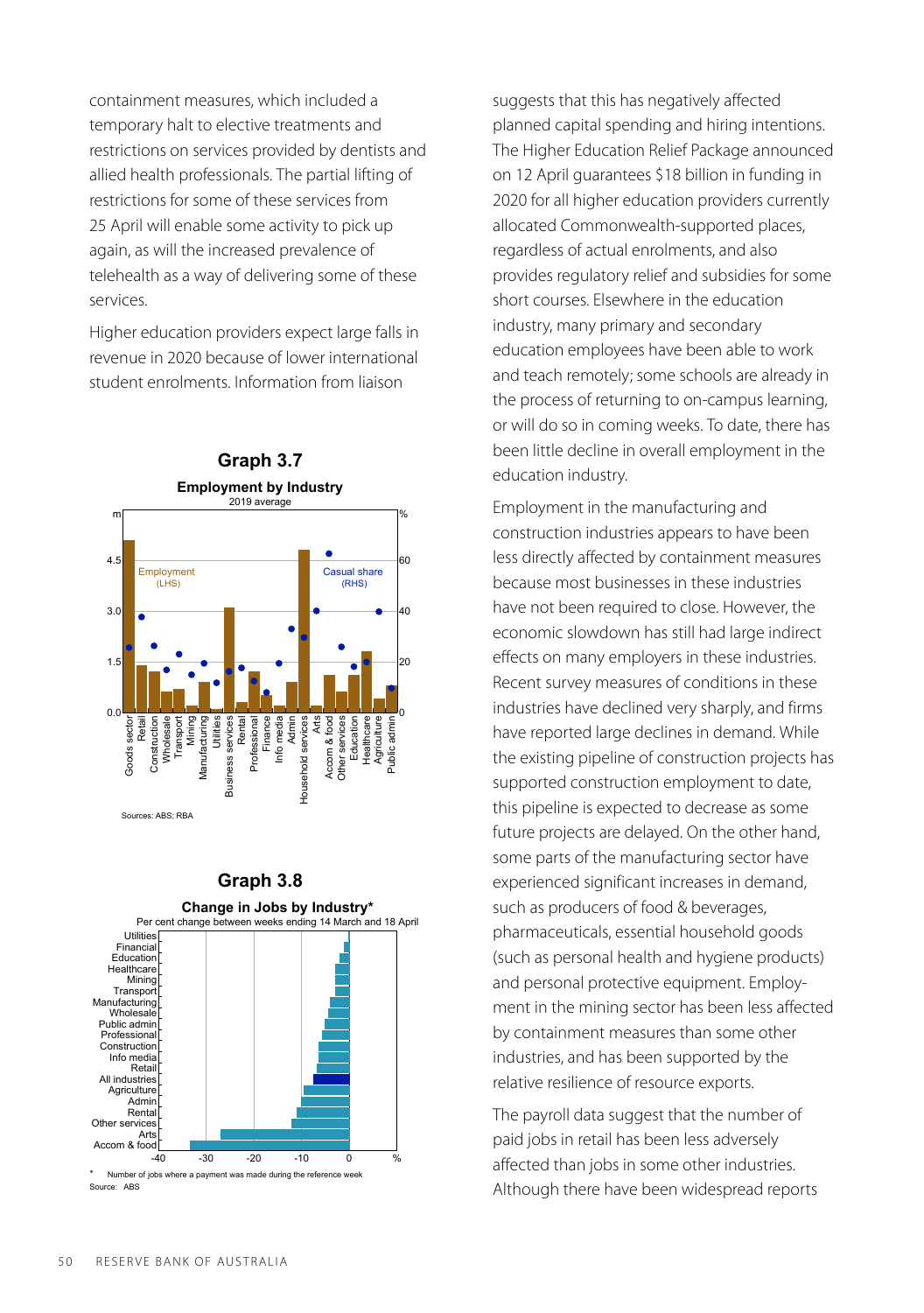containment measures, which included a temporary halt to elective treatments and restrictions on services provided by dentists and allied health professionals. The partial lifting of restrictions for some of these services from 25 April will enable some activity to pick up again, as will the increased prevalence of telehealth as a way of delivering some of these services.

Higher education providers expect large falls in revenue in 2020 because of lower international student enrolments. Information from liaison suggests that this has negatively affected planned capital spending and hiring intentions. The Higher Education Relief Package announced on 12 April guarantees $18 billion in funding in 2020 for all higher education providers currently allocated Commonwealth-supported places, regardless of actual enrolments, and also provides regulatory relief and subsidies for some short courses. Elsewhere in the education industry, many primary and secondary education employees have been able to work and teach remotely; some schools are already in the process of returning to on-campus learning, or will do so in coming weeks. To date, there has been little decline in overall employment in the education industry.

**Graph 3.7**

**Employment by Industry**

2019 average

Sources: ABS; RBA

**Graph 3.8**

**Change in Jobs by Industry***

Per cent change between weeks ending 14 March and 18 April

\* Number of jobs where a payment was made during the reference week

Source: ABS

Employment in the manufacturing and construction industries appears to have been less directly affected by containment measures because most businesses in these industries have not been required to close. However, the economic slowdown has still had large indirect effects on many employers in these industries. Recent survey measures of conditions in these industries have declined very sharply, and firms have reported large declines in demand. While the existing pipeline of construction projects has supported construction employment to date, this pipeline is expected to decrease as some future projects are delayed. On the other hand, some parts of the manufacturing sector have experienced significant increases in demand, such as producers of food & beverages, pharmaceuticals, essential household goods (such as personal health and hygiene products) and personal protective equipment. Employment in the mining sector has been less affected by containment measures than some other industries, and has been supported by the relative resilience of resource exports.

The payroll data suggest that the number of paid jobs in retail has been less adversely affected than jobs in some other industries. Although there have been widespread reports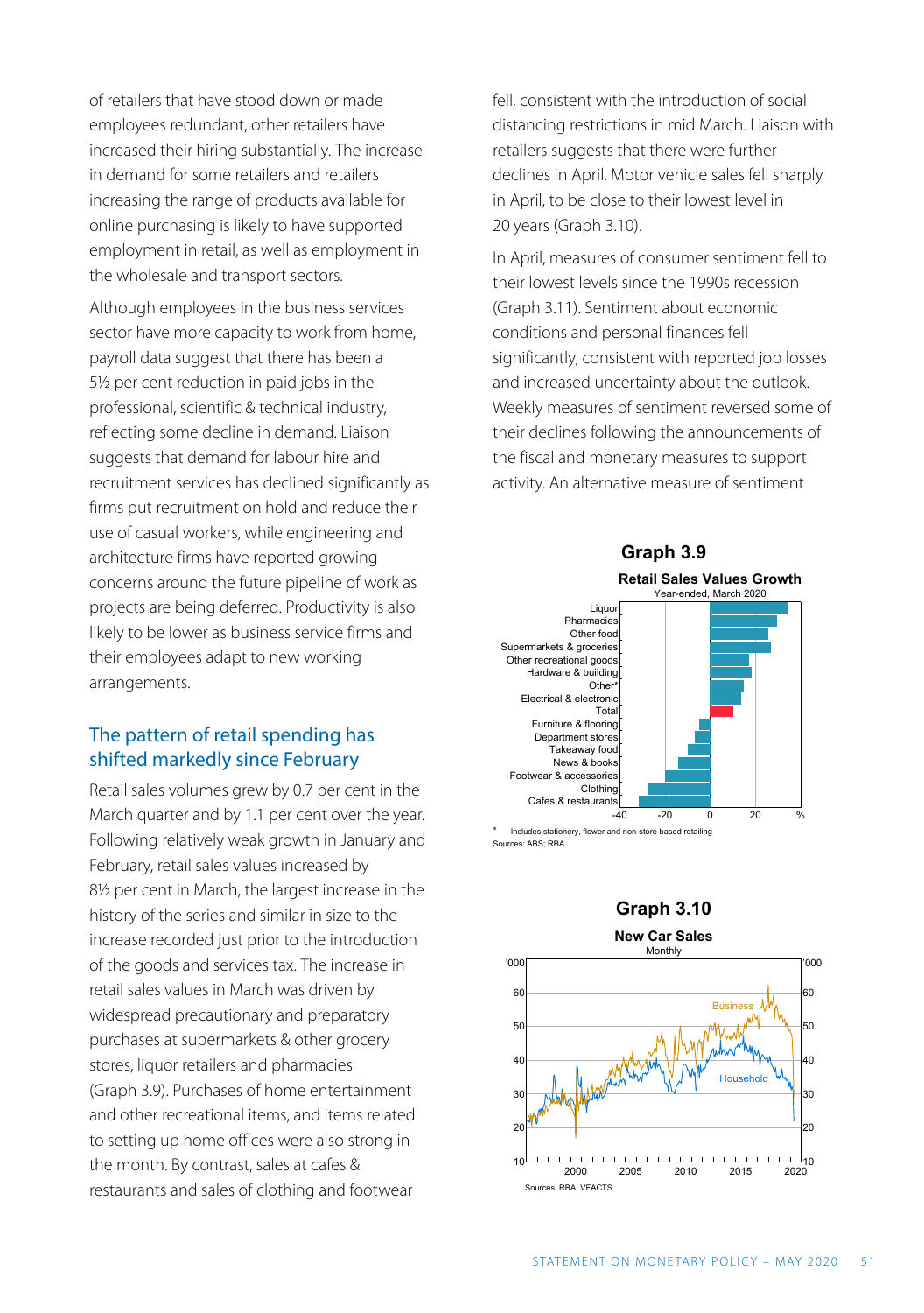of retailers that have stood down or made employees redundant, other retailers have increased their hiring substantially. The increase in demand for some retailers and retailers increasing the range of products available for online purchasing is likely to have supported employment in retail, as well as employment in the wholesale and transport sectors.

Although employees in the business services sector have more capacity to work from home, payroll data suggest that there has been a 5½ per cent reduction in paid jobs in the professional, scientific & technical industry, reflecting some decline in demand. Liaison suggests that demand for labour hire and recruitment services has declined significantly as firms put recruitment on hold and reduce their use of casual workers, while engineering and architecture firms have reported growing concerns around the future pipeline of work as projects are being deferred. Productivity is also likely to be lower as business service firms and their employees adapt to new working arrangements.

## The pattern of retail spending has shifted markedly since February

Retail sales volumes grew by 0.7 per cent in the March quarter and by 1.1 per cent over the year. Following relatively weak growth in January and February, retail sales values increased by 8½ per cent in March, the largest increase in the history of the series and similar in size to the increase recorded just prior to the introduction of the goods and services tax. The increase in retail sales values in March was driven by widespread precautionary and preparatory purchases at supermarkets & other grocery stores, liquor retailers and pharmacies (Graph 3.9). Purchases of home entertainment and other recreational items, and items related to setting up home offices were also strong in the month. By contrast, sales at cafes & restaurants and sales of clothing and footwear fell, consistent with the introduction of social distancing restrictions in mid March. Liaison with retailers suggests that there were further declines in April. Motor vehicle sales fell sharply in April, to be close to their lowest level in 20 years (Graph 3.10).

In April, measures of consumer sentiment fell to their lowest levels since the 1990s recession (Graph 3.11). Sentiment about economic conditions and personal finances fell significantly, consistent with reported job losses and increased uncertainty about the outlook. Weekly measures of sentiment reversed some of their declines following the announcements of the fiscal and monetary measures to support activity. An alternative measure of sentiment

**Graph 3.9**

**Retail Sales Values Growth**
Year-ended, March 2020

Categories: Liquor, Pharmacies, Other food, Supermarkets & groceries, Other recreational goods, Hardware & building, Other*, Electrical & electronic, Total, Furniture & flooring, Department stores, Takeaway food, News & books, Footwear & accessories, Clothing, Cafes & restaurants

\* Includes stationery, flower and non-store based retailing

Sources: ABS; RBA

**Graph 3.10**

**New Car Sales**
Monthly

Series: Business, Household ('000)

Sources: RBA; VFACTS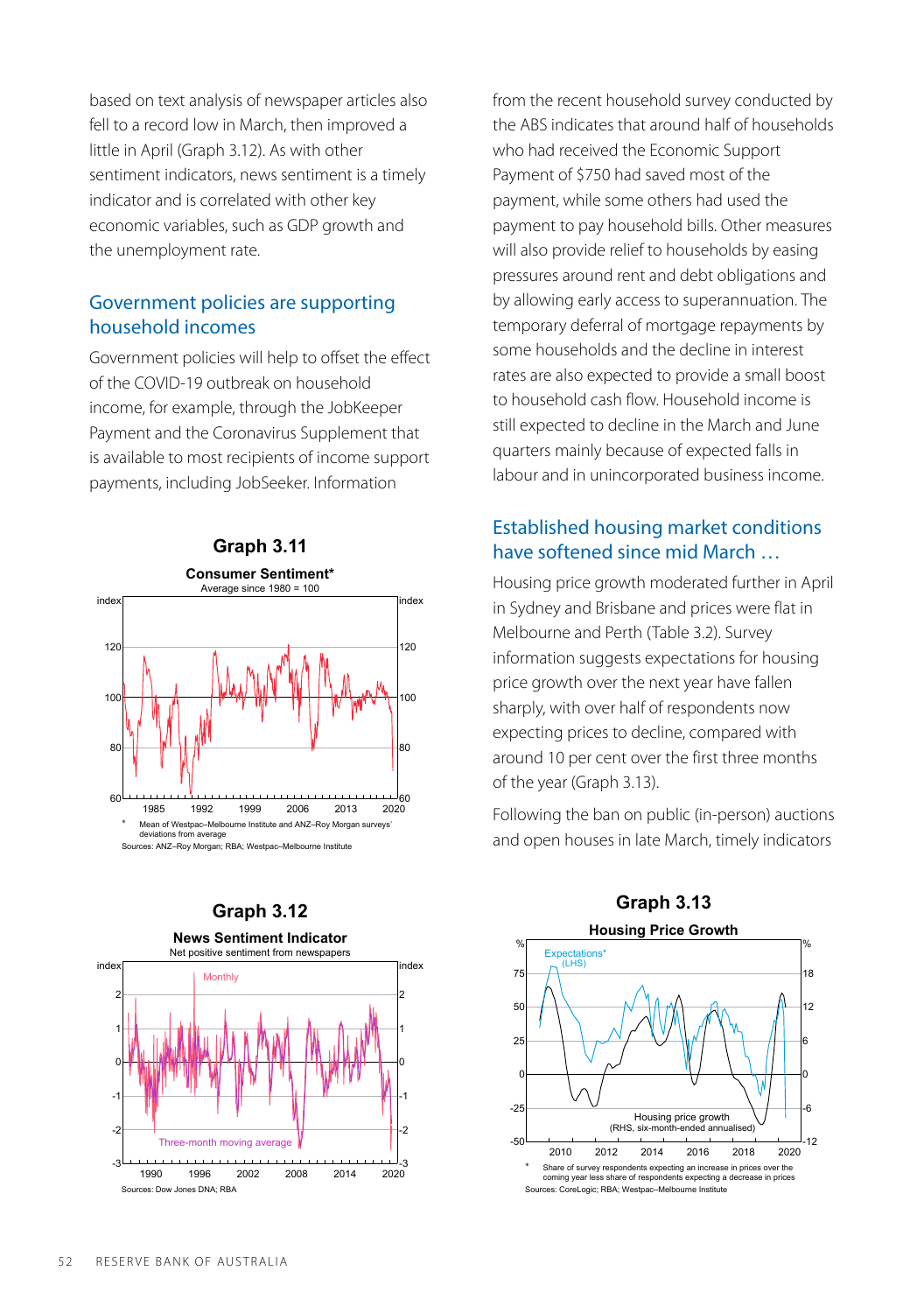based on text analysis of newspaper articles also fell to a record low in March, then improved a little in April (Graph 3.12). As with other sentiment indicators, news sentiment is a timely indicator and is correlated with other key economic variables, such as GDP growth and the unemployment rate.

## Government policies are supporting household incomes

Government policies will help to offset the effect of the COVID-19 outbreak on household income, for example, through the JobKeeper Payment and the Coronavirus Supplement that is available to most recipients of income support payments, including JobSeeker. Information from the recent household survey conducted by the ABS indicates that around half of households who had received the Economic Support Payment of $750 had saved most of the payment, while some others had used the payment to pay household bills. Other measures will also provide relief to households by easing pressures around rent and debt obligations and by allowing early access to superannuation. The temporary deferral of mortgage repayments by some households and the decline in interest rates are also expected to provide a small boost to household cash flow. Household income is still expected to decline in the March and June quarters mainly because of expected falls in labour and in unincorporated business income.

**Graph 3.11**

**Consumer Sentiment***

Average since 1980 = 100

\* Mean of Westpac–Melbourne Institute and ANZ–Roy Morgan surveys' deviations from average

Sources: ANZ–Roy Morgan; RBA; Westpac–Melbourne Institute

**Graph 3.12**

**News Sentiment Indicator**

Net positive sentiment from newspapers

Sources: Dow Jones DNA; RBA

## Established housing market conditions have softened since mid March …

Housing price growth moderated further in April in Sydney and Brisbane and prices were flat in Melbourne and Perth (Table 3.2). Survey information suggests expectations for housing price growth over the next year have fallen sharply, with over half of respondents now expecting prices to decline, compared with around 10 per cent over the first three months of the year (Graph 3.13).

Following the ban on public (in-person) auctions and open houses in late March, timely indicators

**Graph 3.13**

**Housing Price Growth**

\* Share of survey respondents expecting an increase in prices over the coming year less share of respondents expecting a decrease in prices

Sources: CoreLogic; RBA; Westpac–Melbourne Institute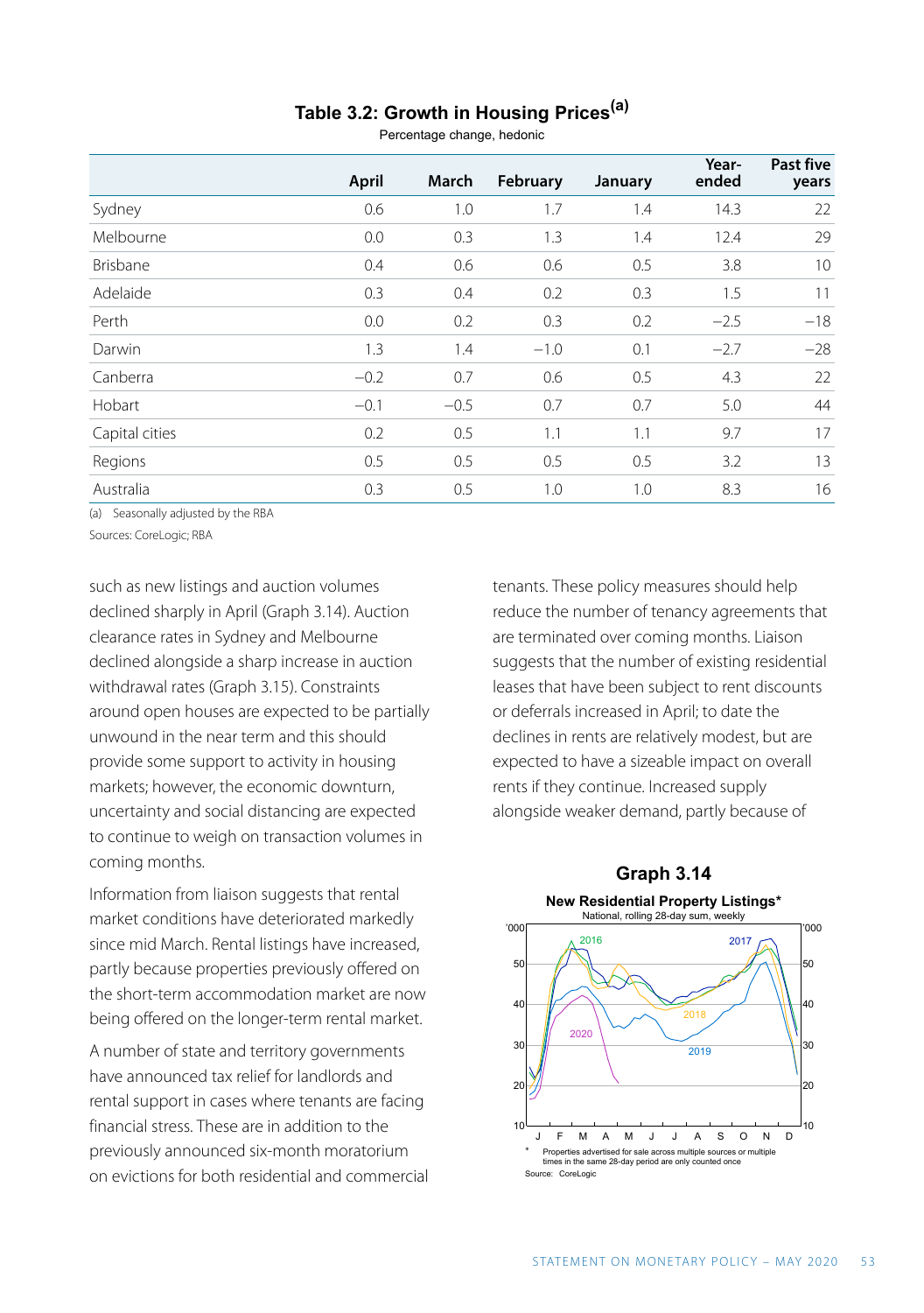## Table 3.2: Growth in Housing Prices[(a)]

Percentage change, hedonic

| | April | March | February | January | Year-ended | Past five years |
|---|---|---|---|---|---|---|
| Sydney | 0.6 | 1.0 | 1.7 | 1.4 | 14.3 | 22 |
| Melbourne | 0.0 | 0.3 | 1.3 | 1.4 | 12.4 | 29 |
| Brisbane | 0.4 | 0.6 | 0.6 | 0.5 | 3.8 | 10 |
| Adelaide | 0.3 | 0.4 | 0.2 | 0.3 | 1.5 | 11 |
| Perth | 0.0 | 0.2 | 0.3 | 0.2 | −2.5 | −18 |
| Darwin | 1.3 | 1.4 | −1.0 | 0.1 | −2.7 | −28 |
| Canberra | −0.2 | 0.7 | 0.6 | 0.5 | 4.3 | 22 |
| Hobart | −0.1 | −0.5 | 0.7 | 0.7 | 5.0 | 44 |
| Capital cities | 0.2 | 0.5 | 1.1 | 1.1 | 9.7 | 17 |
| Regions | 0.5 | 0.5 | 0.5 | 0.5 | 3.2 | 13 |
| Australia | 0.3 | 0.5 | 1.0 | 1.0 | 8.3 | 16 |

(a) Seasonally adjusted by the RBA

Sources: CoreLogic; RBA

such as new listings and auction volumes declined sharply in April (Graph 3.14). Auction clearance rates in Sydney and Melbourne declined alongside a sharp increase in auction withdrawal rates (Graph 3.15). Constraints around open houses are expected to be partially unwound in the near term and this should provide some support to activity in housing markets; however, the economic downturn, uncertainty and social distancing are expected to continue to weigh on transaction volumes in coming months.

Information from liaison suggests that rental market conditions have deteriorated markedly since mid March. Rental listings have increased, partly because properties previously offered on the short-term accommodation market are now being offered on the longer-term rental market.

A number of state and territory governments have announced tax relief for landlords and rental support in cases where tenants are facing financial stress. These are in addition to the previously announced six-month moratorium on evictions for both residential and commercial tenants. These policy measures should help reduce the number of tenancy agreements that are terminated over coming months. Liaison suggests that the number of existing residential leases that have been subject to rent discounts or deferrals increased in April; to date the declines in rents are relatively modest, but are expected to have a sizeable impact on overall rents if they continue. Increased supply alongside weaker demand, partly because of

### Graph 3.14

**New Residential Property Listings***

National, rolling 28-day sum, weekly

\* Properties advertised for sale across multiple sources or multiple times in the same 28-day period are only counted once

Source: CoreLogic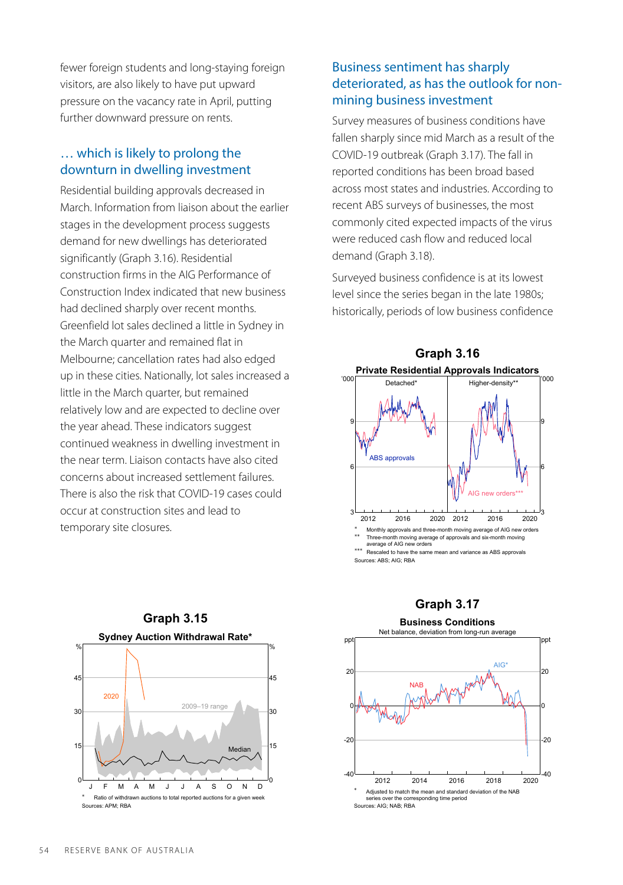fewer foreign students and long-staying foreign visitors, are also likely to have put upward pressure on the vacancy rate in April, putting further downward pressure on rents.

## … which is likely to prolong the downturn in dwelling investment

Residential building approvals decreased in March. Information from liaison about the earlier stages in the development process suggests demand for new dwellings has deteriorated significantly (Graph 3.16). Residential construction firms in the AIG Performance of Construction Index indicated that new business had declined sharply over recent months. Greenfield lot sales declined a little in Sydney in the March quarter and remained flat in Melbourne; cancellation rates had also edged up in these cities. Nationally, lot sales increased a little in the March quarter, but remained relatively low and are expected to decline over the year ahead. These indicators suggest continued weakness in dwelling investment in the near term. Liaison contacts have also cited concerns about increased settlement failures. There is also the risk that COVID-19 cases could occur at construction sites and lead to temporary site closures.

## Business sentiment has sharply deteriorated, as has the outlook for non-mining business investment

Survey measures of business conditions have fallen sharply since mid March as a result of the COVID-19 outbreak (Graph 3.17). The fall in reported conditions has been broad based across most states and industries. According to recent ABS surveys of businesses, the most commonly cited expected impacts of the virus were reduced cash flow and reduced local demand (Graph 3.18).

Surveyed business confidence is at its lowest level since the series began in the late 1980s; historically, periods of low business confidence

**Graph 3.16**

**Private Residential Approvals Indicators**

\* Monthly approvals and three-month moving average of AIG new orders
\*\* Three-month moving average of approvals and six-month moving average of AIG new orders
\*\*\* Rescaled to have the same mean and variance as ABS approvals

Sources: ABS; AIG; RBA

**Graph 3.15**

**Sydney Auction Withdrawal Rate***

\* Ratio of withdrawn auctions to total reported auctions for a given week

Sources: APM; RBA

**Graph 3.17**

**Business Conditions**

Net balance, deviation from long-run average

\* Adjusted to match the mean and standard deviation of the NAB series over the corresponding time period

Sources: AIG; NAB; RBA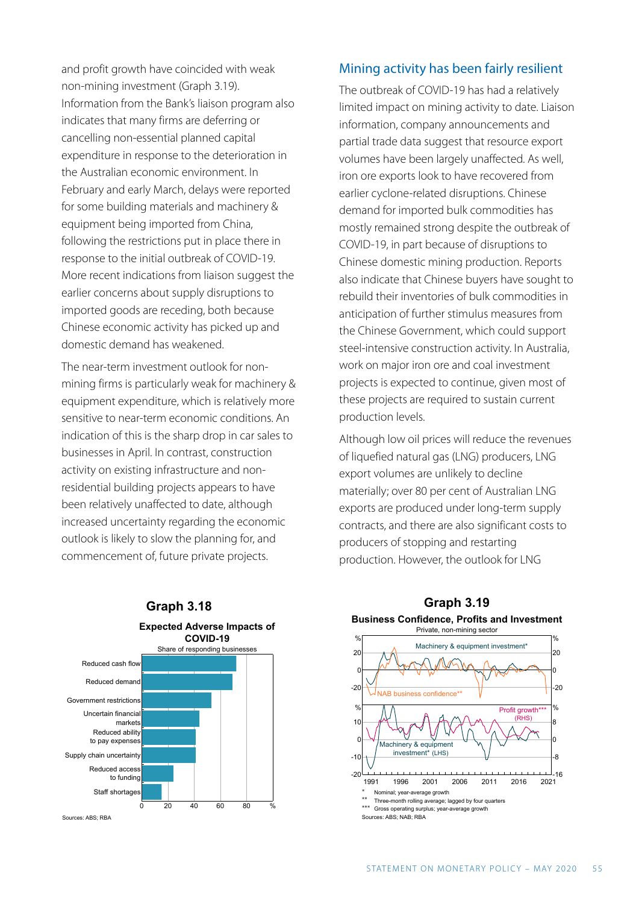and profit growth have coincided with weak non-mining investment (Graph 3.19). Information from the Bank's liaison program also indicates that many firms are deferring or cancelling non-essential planned capital expenditure in response to the deterioration in the Australian economic environment. In February and early March, delays were reported for some building materials and machinery & equipment being imported from China, following the restrictions put in place there in response to the initial outbreak of COVID-19. More recent indications from liaison suggest the earlier concerns about supply disruptions to imported goods are receding, both because Chinese economic activity has picked up and domestic demand has weakened.

The near-term investment outlook for non-mining firms is particularly weak for machinery & equipment expenditure, which is relatively more sensitive to near-term economic conditions. An indication of this is the sharp drop in car sales to businesses in April. In contrast, construction activity on existing infrastructure and non-residential building projects appears to have been relatively unaffected to date, although increased uncertainty regarding the economic outlook is likely to slow the planning for, and commencement of, future private projects.

**Graph 3.18**

**Expected Adverse Impacts of COVID-19**

Share of responding businesses

Reduced cash flow; Reduced demand; Government restrictions; Uncertain financial markets; Reduced ability to pay expenses; Supply chain uncertainty; Reduced access to funding; Staff shortages

Sources: ABS; RBA

## Mining activity has been fairly resilient

The outbreak of COVID-19 has had a relatively limited impact on mining activity to date. Liaison information, company announcements and partial trade data suggest that resource export volumes have been largely unaffected. As well, iron ore exports look to have recovered from earlier cyclone-related disruptions. Chinese demand for imported bulk commodities has mostly remained strong despite the outbreak of COVID-19, in part because of disruptions to Chinese domestic mining production. Reports also indicate that Chinese buyers have sought to rebuild their inventories of bulk commodities in anticipation of further stimulus measures from the Chinese Government, which could support steel-intensive construction activity. In Australia, work on major iron ore and coal investment projects is expected to continue, given most of these projects are required to sustain current production levels.

Although low oil prices will reduce the revenues of liquefied natural gas (LNG) producers, LNG export volumes are unlikely to decline materially; over 80 per cent of Australian LNG exports are produced under long-term supply contracts, and there are also significant costs to producers of stopping and restarting production. However, the outlook for LNG

**Graph 3.19**

**Business Confidence, Profits and Investment**

Private, non-mining sector

Machinery & equipment investment*; NAB business confidence**; Profit growth*** (RHS); Machinery & equipment investment* (LHS)

\* Nominal; year-average growth

\** Three-month rolling average; lagged by four quarters

\*** Gross operating surplus; year-average growth

Sources: ABS; NAB; RBA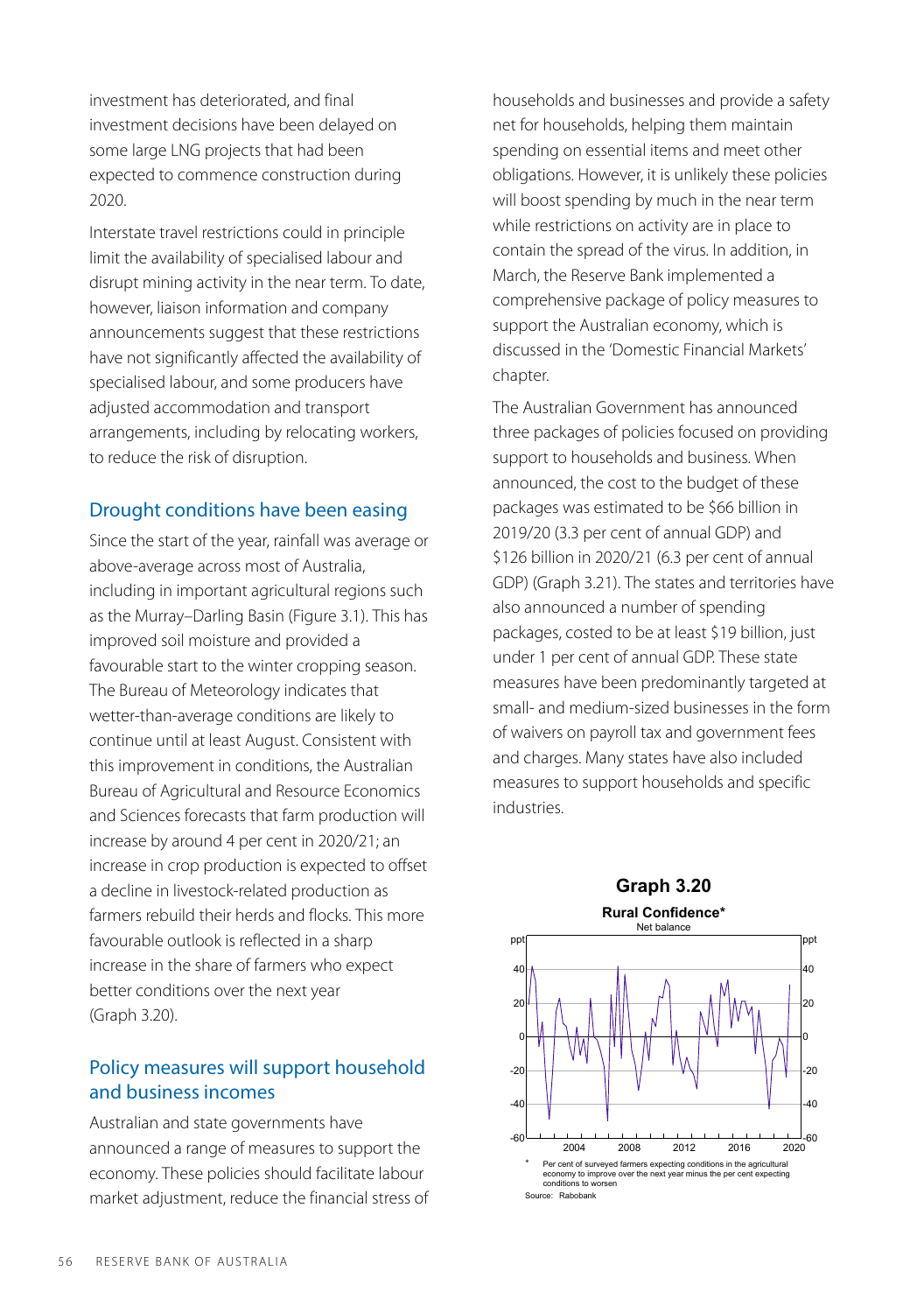investment has deteriorated, and final investment decisions have been delayed on some large LNG projects that had been expected to commence construction during 2020.

Interstate travel restrictions could in principle limit the availability of specialised labour and disrupt mining activity in the near term. To date, however, liaison information and company announcements suggest that these restrictions have not significantly affected the availability of specialised labour, and some producers have adjusted accommodation and transport arrangements, including by relocating workers, to reduce the risk of disruption.

## Drought conditions have been easing

Since the start of the year, rainfall was average or above-average across most of Australia, including in important agricultural regions such as the Murray–Darling Basin (Figure 3.1). This has improved soil moisture and provided a favourable start to the winter cropping season. The Bureau of Meteorology indicates that wetter-than-average conditions are likely to continue until at least August. Consistent with this improvement in conditions, the Australian Bureau of Agricultural and Resource Economics and Sciences forecasts that farm production will increase by around 4 per cent in 2020/21; an increase in crop production is expected to offset a decline in livestock-related production as farmers rebuild their herds and flocks. This more favourable outlook is reflected in a sharp increase in the share of farmers who expect better conditions over the next year (Graph 3.20).

## Policy measures will support household and business incomes

Australian and state governments have announced a range of measures to support the economy. These policies should facilitate labour market adjustment, reduce the financial stress of households and businesses and provide a safety net for households, helping them maintain spending on essential items and meet other obligations. However, it is unlikely these policies will boost spending by much in the near term while restrictions on activity are in place to contain the spread of the virus. In addition, in March, the Reserve Bank implemented a comprehensive package of policy measures to support the Australian economy, which is discussed in the 'Domestic Financial Markets' chapter.

The Australian Government has announced three packages of policies focused on providing support to households and business. When announced, the cost to the budget of these packages was estimated to be $66 billion in 2019/20 (3.3 per cent of annual GDP) and $126 billion in 2020/21 (6.3 per cent of annual GDP) (Graph 3.21). The states and territories have also announced a number of spending packages, costed to be at least $19 billion, just under 1 per cent of annual GDP. These state measures have been predominantly targeted at small- and medium-sized businesses in the form of waivers on payroll tax and government fees and charges. Many states have also included measures to support households and specific industries.

**Graph 3.20**

**Rural Confidence***

Net balance

\* Per cent of surveyed farmers expecting conditions in the agricultural economy to improve over the next year minus the per cent expecting conditions to worsen

Source: Rabobank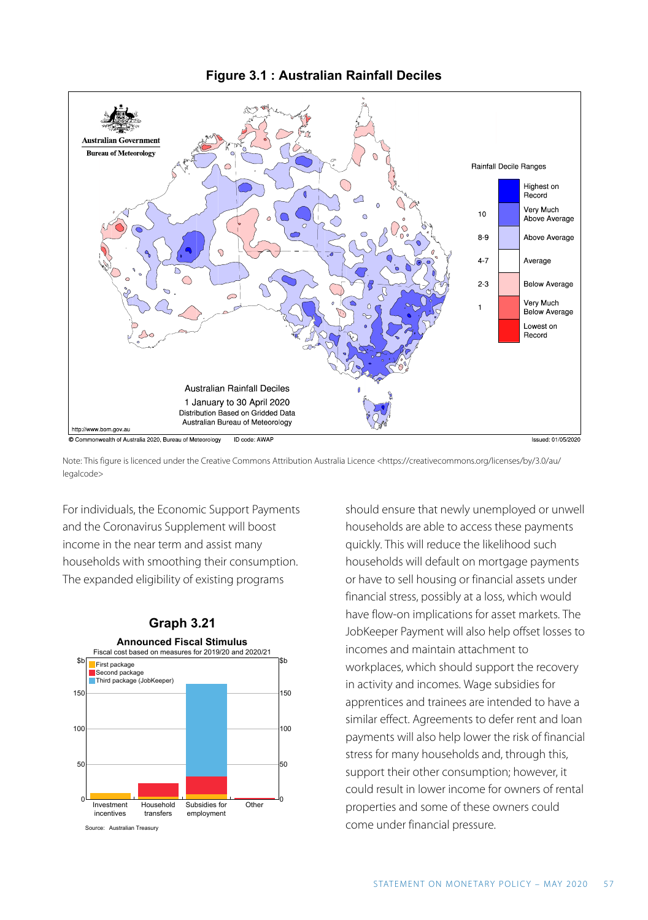**Figure 3.1 : Australian Rainfall Deciles**

Australian Rainfall Deciles
1 January to 30 April 2020
Distribution Based on Gridded Data
Australian Bureau of Meteorology

Note: This figure is licenced under the Creative Commons Attribution Australia Licence <https://creativecommons.org/licenses/by/3.0/au/legalcode>

For individuals, the Economic Support Payments and the Coronavirus Supplement will boost income in the near term and assist many households with smoothing their consumption. The expanded eligibility of existing programs should ensure that newly unemployed or unwell households are able to access these payments quickly. This will reduce the likelihood such households will default on mortgage payments or have to sell housing or financial assets under financial stress, possibly at a loss, which would have flow-on implications for asset markets. The JobKeeper Payment will also help offset losses to incomes and maintain attachment to workplaces, which should support the recovery in activity and incomes. Wage subsidies for apprentices and trainees are intended to have a similar effect. Agreements to defer rent and loan payments will also help lower the risk of financial stress for many households and, through this, support their other consumption; however, it could result in lower income for owners of rental properties and some of these owners could come under financial pressure.

**Graph 3.21**

**Announced Fiscal Stimulus**

Fiscal cost based on measures for 2019/20 and 2020/21

Source: Australian Treasury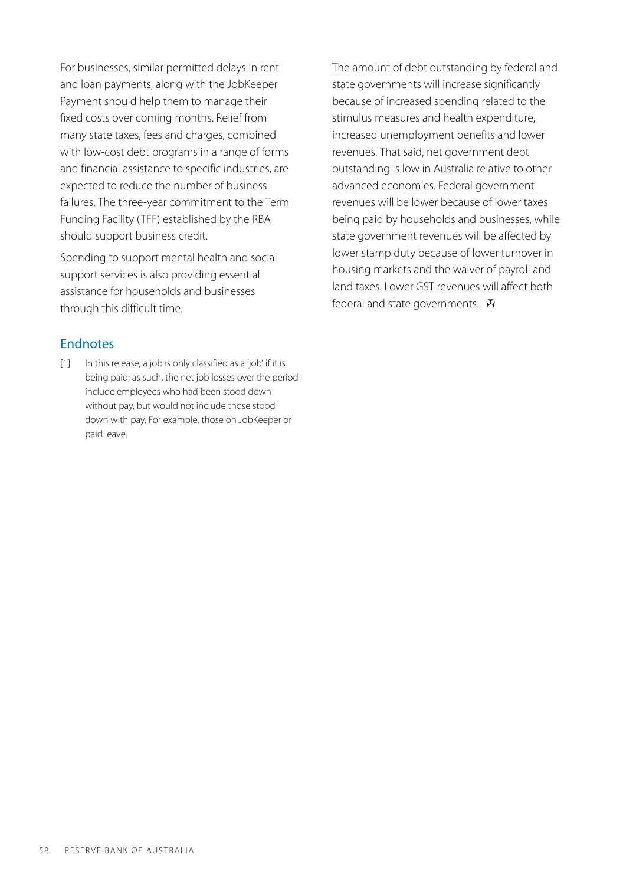For businesses, similar permitted delays in rent and loan payments, along with the JobKeeper Payment should help them to manage their fixed costs over coming months. Relief from many state taxes, fees and charges, combined with low-cost debt programs in a range of forms and financial assistance to specific industries, are expected to reduce the number of business failures. The three-year commitment to the Term Funding Facility (TFF) established by the RBA should support business credit.

Spending to support mental health and social support services is also providing essential assistance for households and businesses through this difficult time.

The amount of debt outstanding by federal and state governments will increase significantly because of increased spending related to the stimulus measures and health expenditure, increased unemployment benefits and lower revenues. That said, net government debt outstanding is low in Australia relative to other advanced economies. Federal government revenues will be lower because of lower taxes being paid by households and businesses, while state government revenues will be affected by lower stamp duty because of lower turnover in housing markets and the waiver of payroll and land taxes. Lower GST revenues will affect both federal and state governments.

## Endnotes

[1] In this release, a job is only classified as a 'job' if it is being paid; as such, the net job losses over the period include employees who had been stood down without pay, but would not include those stood down with pay. For example, those on JobKeeper or paid leave.